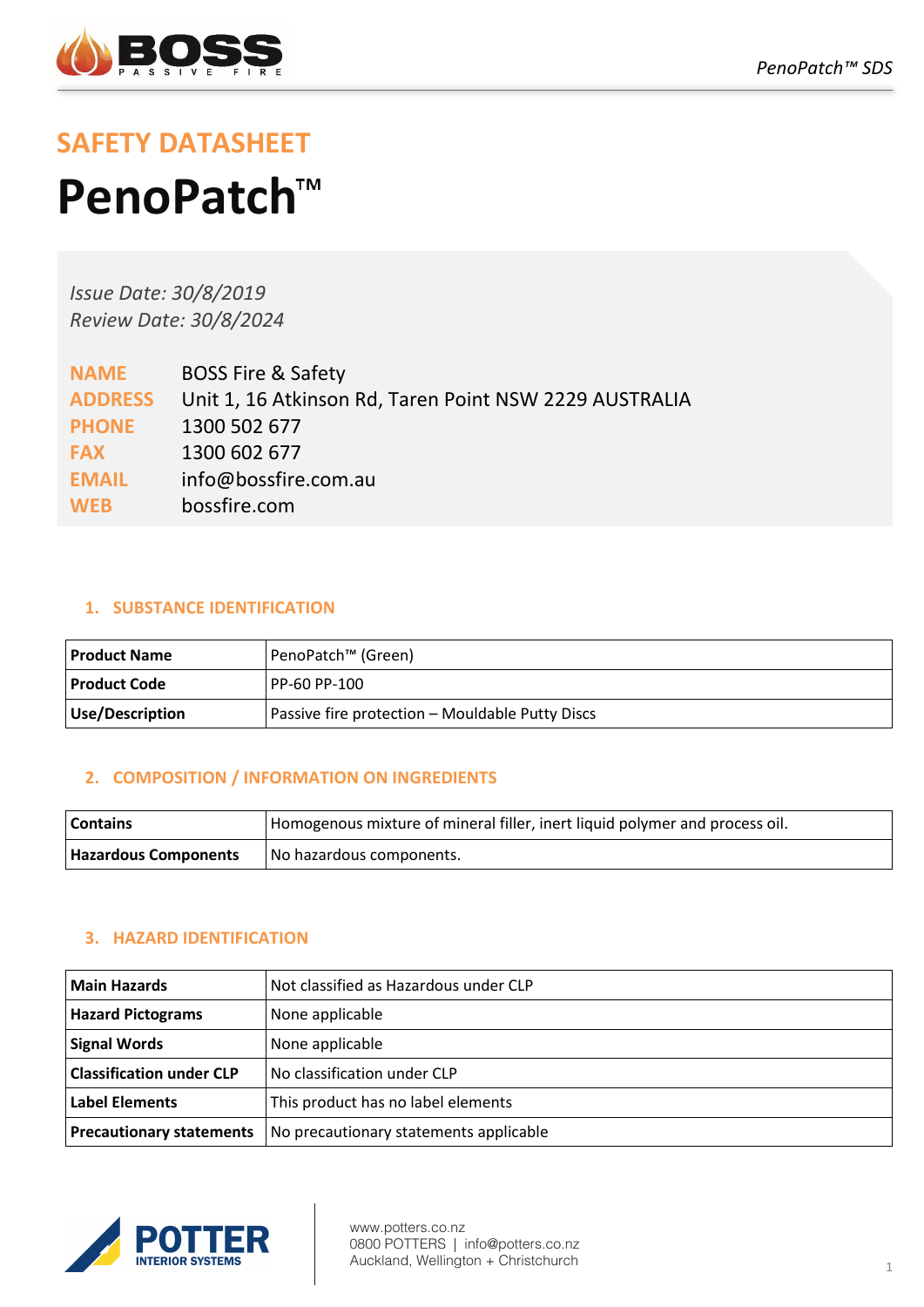# SAFETY DATASHEET

# PenoPatch™

*Issue Date: 30/8/2019*
*Review Date: 30/8/2024*

**NAME** BOSS Fire & Safety
**ADDRESS** Unit 1, 16 Atkinson Rd, Taren Point NSW 2229 AUSTRALIA
**PHONE** 1300 502 677
**FAX** 1300 602 677
**EMAIL** info@bossfire.com.au
**WEB** bossfire.com

## 1. SUBSTANCE IDENTIFICATION

| | |
|---|---|
| **Product Name** | PenoPatch™ (Green) |
| **Product Code** | PP-60 PP-100 |
| **Use/Description** | Passive fire protection – Mouldable Putty Discs |

## 2. COMPOSITION / INFORMATION ON INGREDIENTS

| | |
|---|---|
| **Contains** | Homogenous mixture of mineral filler, inert liquid polymer and process oil. |
| **Hazardous Components** | No hazardous components. |

## 3. HAZARD IDENTIFICATION

| | |
|---|---|
| **Main Hazards** | Not classified as Hazardous under CLP |
| **Hazard Pictograms** | None applicable |
| **Signal Words** | None applicable |
| **Classification under CLP** | No classification under CLP |
| **Label Elements** | This product has no label elements |
| **Precautionary statements** | No precautionary statements applicable |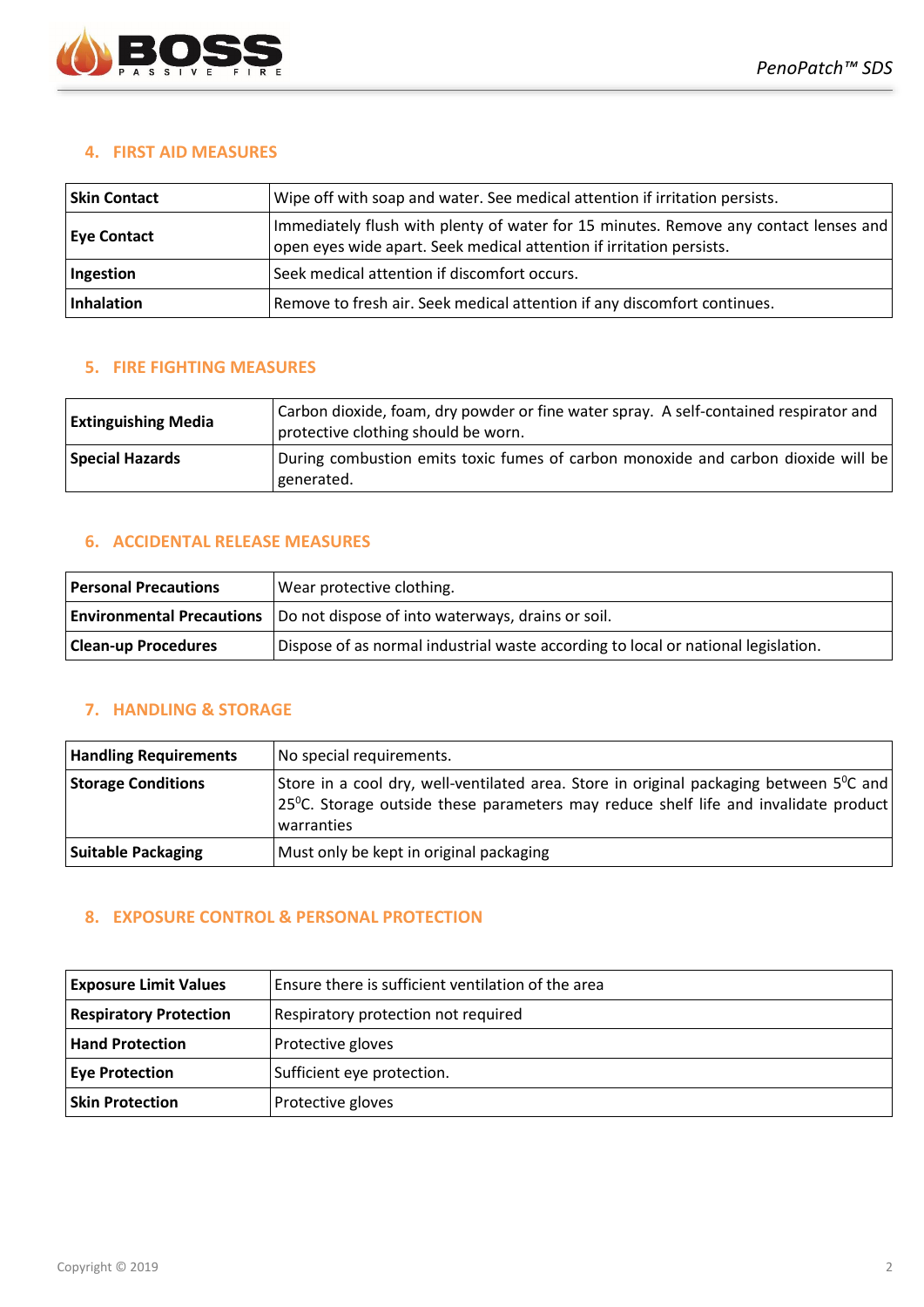## 4. FIRST AID MEASURES

| | |
|---|---|
| **Skin Contact** | Wipe off with soap and water. See medical attention if irritation persists. |
| **Eye Contact** | Immediately flush with plenty of water for 15 minutes. Remove any contact lenses and open eyes wide apart. Seek medical attention if irritation persists. |
| **Ingestion** | Seek medical attention if discomfort occurs. |
| **Inhalation** | Remove to fresh air. Seek medical attention if any discomfort continues. |

## 5. FIRE FIGHTING MEASURES

| | |
|---|---|
| **Extinguishing Media** | Carbon dioxide, foam, dry powder or fine water spray. A self-contained respirator and protective clothing should be worn. |
| **Special Hazards** | During combustion emits toxic fumes of carbon monoxide and carbon dioxide will be generated. |

## 6. ACCIDENTAL RELEASE MEASURES

| | |
|---|---|
| **Personal Precautions** | Wear protective clothing. |
| **Environmental Precautions** | Do not dispose of into waterways, drains or soil. |
| **Clean-up Procedures** | Dispose of as normal industrial waste according to local or national legislation. |

## 7. HANDLING & STORAGE

| | |
|---|---|
| **Handling Requirements** | No special requirements. |
| **Storage Conditions** | Store in a cool dry, well-ventilated area. Store in original packaging between $5^0$C and $25^0$C. Storage outside these parameters may reduce shelf life and invalidate product warranties |
| **Suitable Packaging** | Must only be kept in original packaging |

## 8. EXPOSURE CONTROL & PERSONAL PROTECTION

| | |
|---|---|
| **Exposure Limit Values** | Ensure there is sufficient ventilation of the area |
| **Respiratory Protection** | Respiratory protection not required |
| **Hand Protection** | Protective gloves |
| **Eye Protection** | Sufficient eye protection. |
| **Skin Protection** | Protective gloves |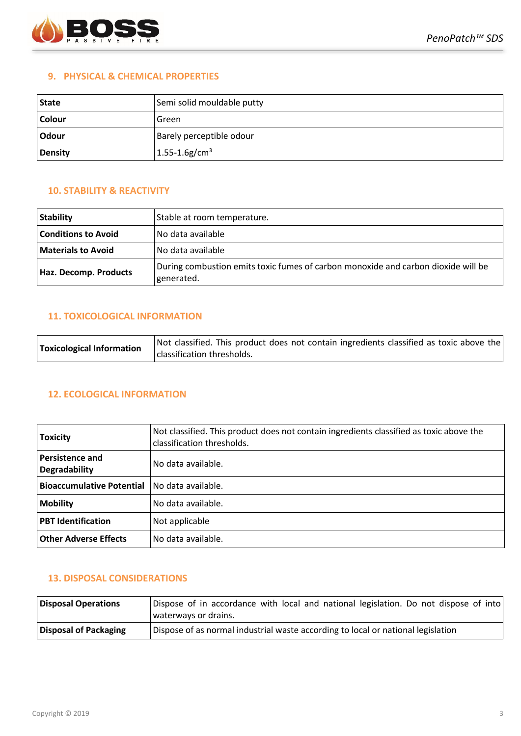## 9. PHYSICAL & CHEMICAL PROPERTIES

| | |
|---|---|
| **State** | Semi solid mouldable putty |
| **Colour** | Green |
| **Odour** | Barely perceptible odour |
| **Density** | 1.55-1.6g/cm$^3$ |

## 10. STABILITY & REACTIVITY

| | |
|---|---|
| **Stability** | Stable at room temperature. |
| **Conditions to Avoid** | No data available |
| **Materials to Avoid** | No data available |
| **Haz. Decomp. Products** | During combustion emits toxic fumes of carbon monoxide and carbon dioxide will be generated. |

## 11. TOXICOLOGICAL INFORMATION

| | |
|---|---|
| **Toxicological Information** | Not classified. This product does not contain ingredients classified as toxic above the classification thresholds. |

## 12. ECOLOGICAL INFORMATION

| | |
|---|---|
| **Toxicity** | Not classified. This product does not contain ingredients classified as toxic above the classification thresholds. |
| **Persistence and Degradability** | No data available. |
| **Bioaccumulative Potential** | No data available. |
| **Mobility** | No data available. |
| **PBT Identification** | Not applicable |
| **Other Adverse Effects** | No data available. |

## 13. DISPOSAL CONSIDERATIONS

| | |
|---|---|
| **Disposal Operations** | Dispose of in accordance with local and national legislation. Do not dispose of into waterways or drains. |
| **Disposal of Packaging** | Dispose of as normal industrial waste according to local or national legislation |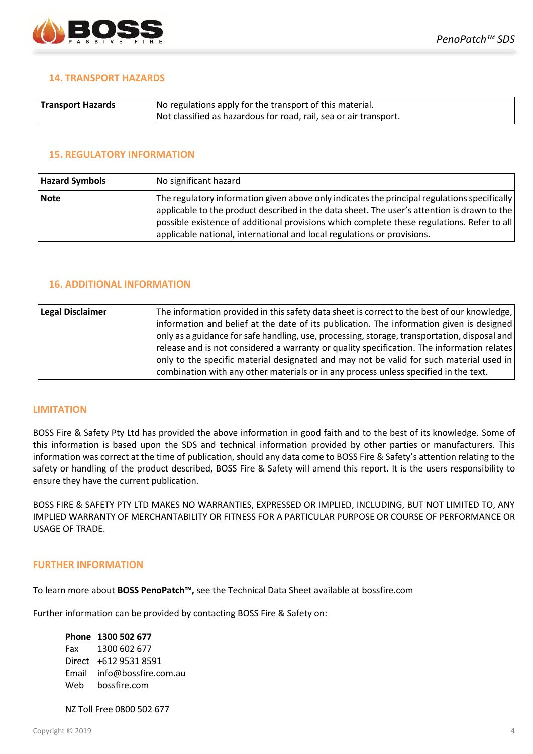## 14. TRANSPORT HAZARDS

| | |
|---|---|
| **Transport Hazards** | No regulations apply for the transport of this material.<br>Not classified as hazardous for road, rail, sea or air transport. |

## 15. REGULATORY INFORMATION

| | |
|---|---|
| **Hazard Symbols** | No significant hazard |
| **Note** | The regulatory information given above only indicates the principal regulations specifically applicable to the product described in the data sheet. The user's attention is drawn to the possible existence of additional provisions which complete these regulations. Refer to all applicable national, international and local regulations or provisions. |

## 16. ADDITIONAL INFORMATION

| | |
|---|---|
| **Legal Disclaimer** | The information provided in this safety data sheet is correct to the best of our knowledge, information and belief at the date of its publication. The information given is designed only as a guidance for safe handling, use, processing, storage, transportation, disposal and release and is not considered a warranty or quality specification. The information relates only to the specific material designated and may not be valid for such material used in combination with any other materials or in any process unless specified in the text. |

## LIMITATION

BOSS Fire & Safety Pty Ltd has provided the above information in good faith and to the best of its knowledge. Some of this information is based upon the SDS and technical information provided by other parties or manufacturers. This information was correct at the time of publication, should any data come to BOSS Fire & Safety's attention relating to the safety or handling of the product described, BOSS Fire & Safety will amend this report. It is the users responsibility to ensure they have the current publication.

BOSS FIRE & SAFETY PTY LTD MAKES NO WARRANTIES, EXPRESSED OR IMPLIED, INCLUDING, BUT NOT LIMITED TO, ANY IMPLIED WARRANTY OF MERCHANTABILITY OR FITNESS FOR A PARTICULAR PURPOSE OR COURSE OF PERFORMANCE OR USAGE OF TRADE.

## FURTHER INFORMATION

To learn more about **BOSS PenoPatch™,** see the Technical Data Sheet available at bossfire.com

Further information can be provided by contacting BOSS Fire & Safety on:

**Phone 1300 502 677**
Fax 1300 602 677
Direct +612 9531 8591
Email info@bossfire.com.au
Web bossfire.com

NZ Toll Free 0800 502 677

Copyright © 2019